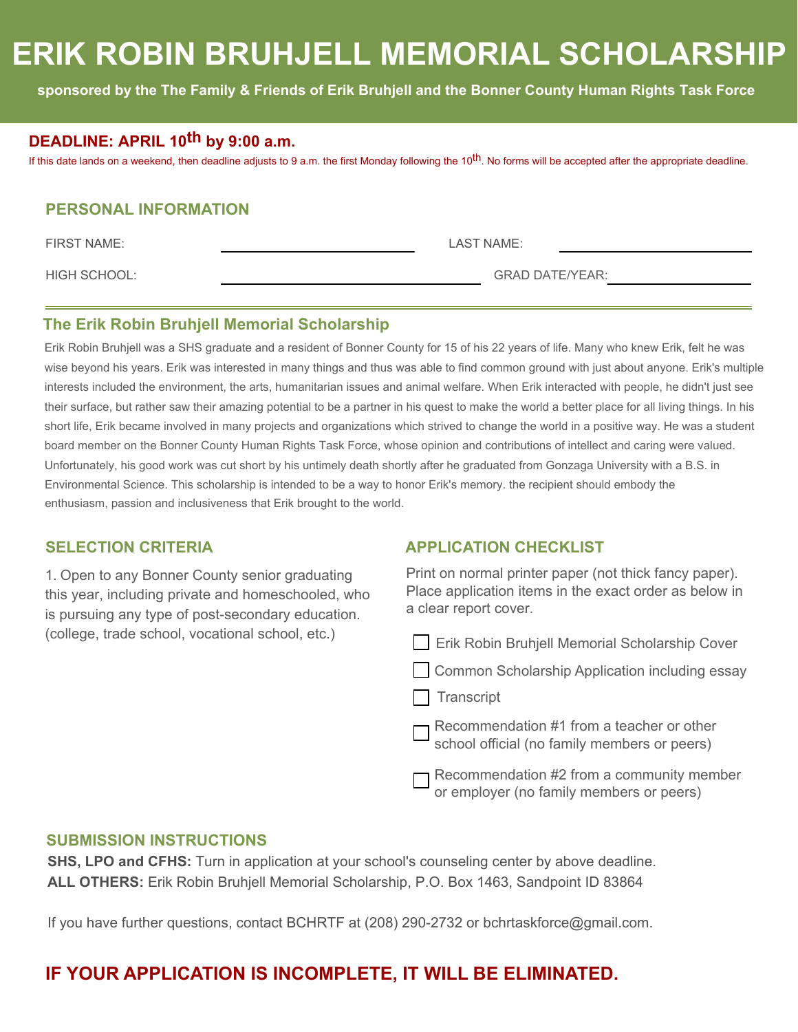# ERIK ROBIN BRUHJELL MEMORIAL SCHOLARSHIP

**sponsored by the The Family & Friends of Erik Bruhjell and the Bonner County Human Rights Task Force**

**DEADLINE: APRIL 10th by 9:00 a.m.**

If this date lands on a weekend, then deadline adjusts to 9 a.m. the first Monday following the 10th. No forms will be accepted after the appropriate deadline.

## PERSONAL INFORMATION

FIRST NAME: ______________________ LAST NAME: ______________________

HIGH SCHOOL: ______________________ GRAD DATE/YEAR: ______________________

---

## The Erik Robin Bruhjell Memorial Scholarship

Erik Robin Bruhjell was a SHS graduate and a resident of Bonner County for 15 of his 22 years of life. Many who knew Erik, felt he was wise beyond his years. Erik was interested in many things and thus was able to find common ground with just about anyone. Erik's multiple interests included the environment, the arts, humanitarian issues and animal welfare. When Erik interacted with people, he didn't just see their surface, but rather saw their amazing potential to be a partner in his quest to make the world a better place for all living things. In his short life, Erik became involved in many projects and organizations which strived to change the world in a positive way. He was a student board member on the Bonner County Human Rights Task Force, whose opinion and contributions of intellect and caring were valued. Unfortunately, his good work was cut short by his untimely death shortly after he graduated from Gonzaga University with a B.S. in Environmental Science. This scholarship is intended to be a way to honor Erik's memory. the recipient should embody the enthusiasm, passion and inclusiveness that Erik brought to the world.

## SELECTION CRITERIA

1. Open to any Bonner County senior graduating this year, including private and homeschooled, who is pursuing any type of post-secondary education. (college, trade school, vocational school, etc.)

## APPLICATION CHECKLIST

Print on normal printer paper (not thick fancy paper). Place application items in the exact order as below in a clear report cover.

- ☐ Erik Robin Bruhjell Memorial Scholarship Cover
- ☐ Common Scholarship Application including essay
- ☐ Transcript
- ☐ Recommendation #1 from a teacher or other school official (no family members or peers)
- ☐ Recommendation #2 from a community member or employer (no family members or peers)

## SUBMISSION INSTRUCTIONS

**SHS, LPO and CFHS:** Turn in application at your school's counseling center by above deadline.
**ALL OTHERS:** Erik Robin Bruhjell Memorial Scholarship, P.O. Box 1463, Sandpoint ID 83864

If you have further questions, contact BCHRTF at (208) 290-2732 or bchrtaskforce@gmail.com.

**IF YOUR APPLICATION IS INCOMPLETE, IT WILL BE ELIMINATED.**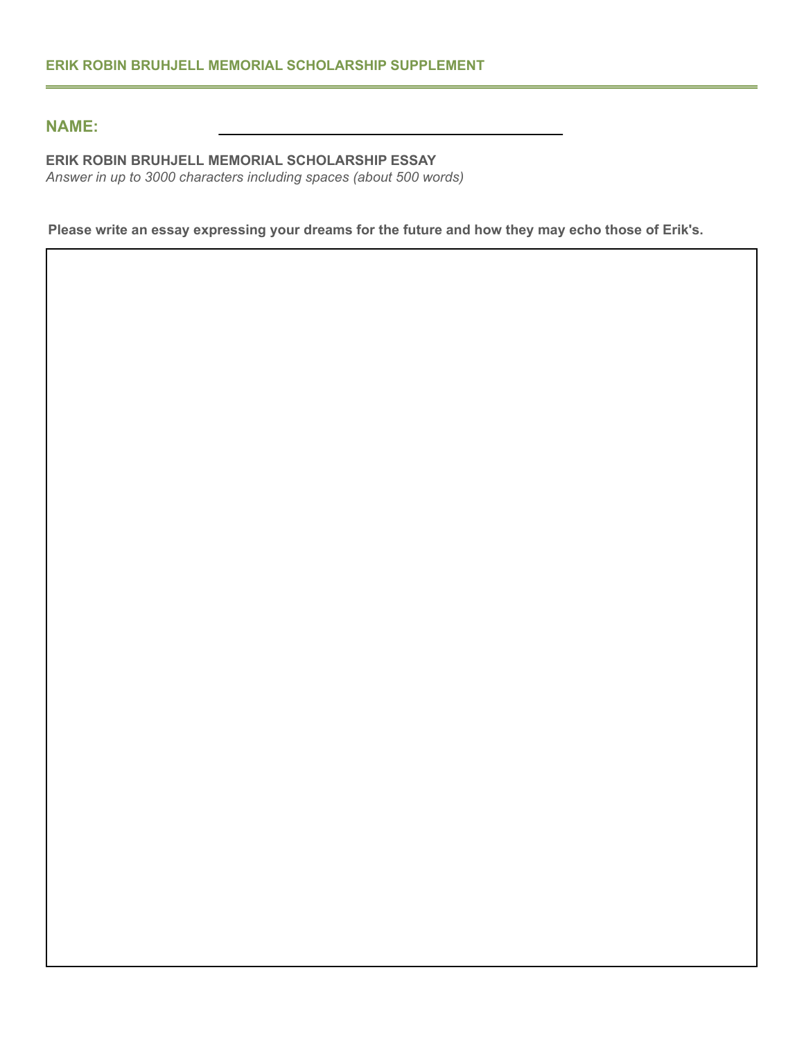## ERIK ROBIN BRUHJELL MEMORIAL SCHOLARSHIP SUPPLEMENT

**NAME:** ______________________________

**ERIK ROBIN BRUHJELL MEMORIAL SCHOLARSHIP ESSAY**

*Answer in up to 3000 characters including spaces (about 500 words)*

**Please write an essay expressing your dreams for the future and how they may echo those of Erik's.**